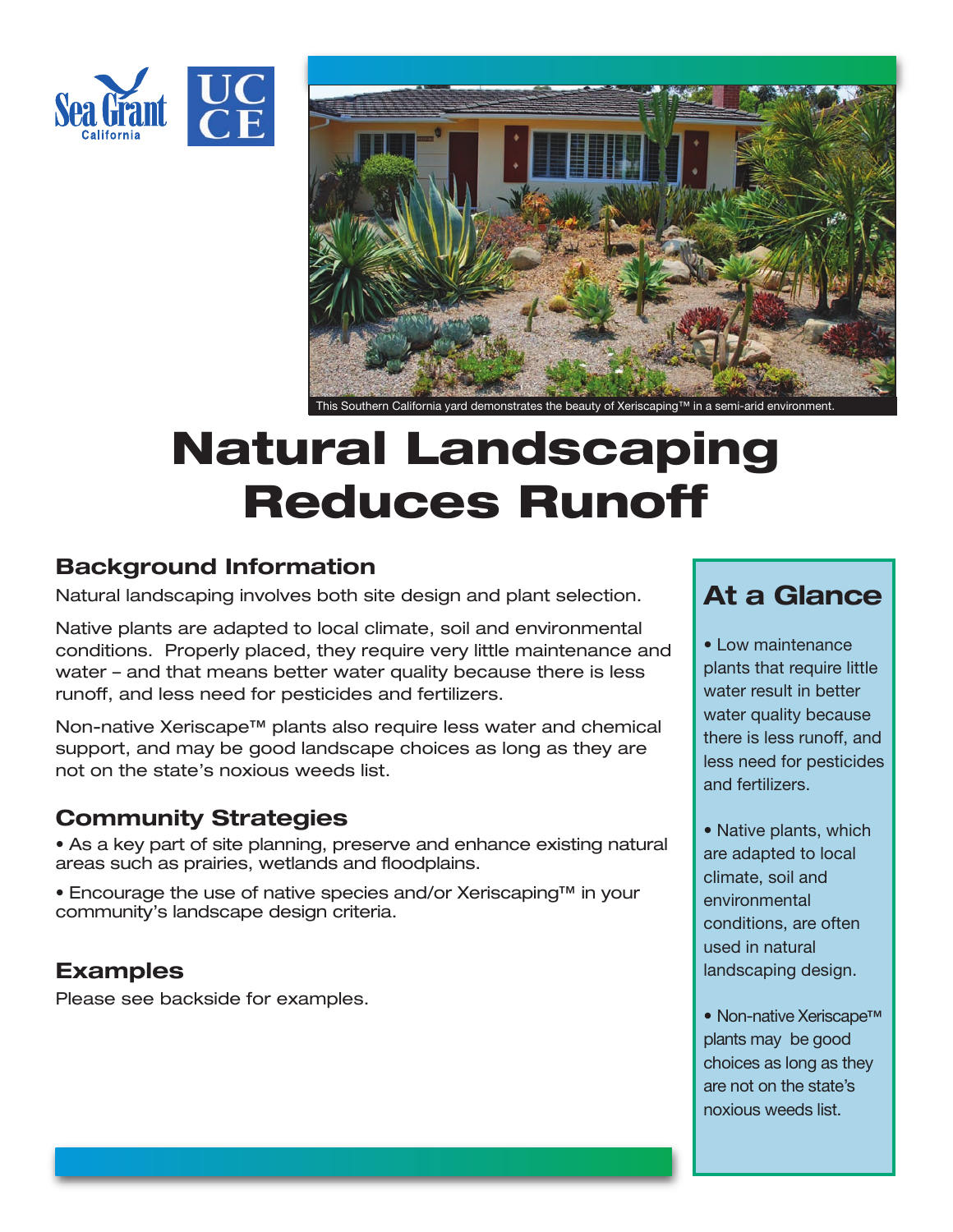This Southern California yard demonstrates the beauty of Xeriscaping™ in a semi-arid environment.

# Natural Landscaping Reduces Runoff

## Background Information

Natural landscaping involves both site design and plant selection.

Native plants are adapted to local climate, soil and environmental conditions. Properly placed, they require very little maintenance and water – and that means better water quality because there is less runoff, and less need for pesticides and fertilizers.

Non-native Xeriscape™ plants also require less water and chemical support, and may be good landscape choices as long as they are not on the state's noxious weeds list.

## Community Strategies

• As a key part of site planning, preserve and enhance existing natural areas such as prairies, wetlands and floodplains.

• Encourage the use of native species and/or Xeriscaping™ in your community's landscape design criteria.

## Examples

Please see backside for examples.

## At a Glance

• Low maintenance plants that require little water result in better water quality because there is less runoff, and less need for pesticides and fertilizers.

• Native plants, which are adapted to local climate, soil and environmental conditions, are often used in natural landscaping design.

• Non-native Xeriscape™ plants may be good choices as long as they are not on the state's noxious weeds list.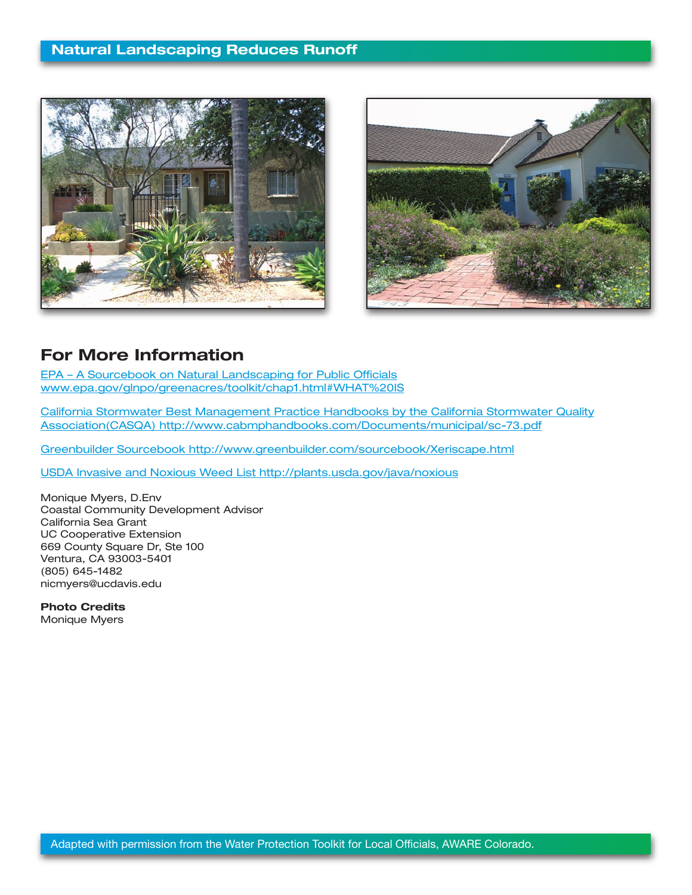Natural Landscaping Reduces Runoff

## For More Information

EPA – A Sourcebook on Natural Landscaping for Public Officials
www.epa.gov/glnpo/greenacres/toolkit/chap1.html#WHAT%20IS

California Stormwater Best Management Practice Handbooks by the California Stormwater Quality Association(CASQA) http://www.cabmphandbooks.com/Documents/municipal/sc-73.pdf

Greenbuilder Sourcebook http://www.greenbuilder.com/sourcebook/Xeriscape.html

USDA Invasive and Noxious Weed List http://plants.usda.gov/java/noxious

Monique Myers, D.Env
Coastal Community Development Advisor
California Sea Grant
UC Cooperative Extension
669 County Square Dr, Ste 100
Ventura, CA 93003-5401
(805) 645-1482
nicmyers@ucdavis.edu

**Photo Credits**
Monique Myers

Adapted with permission from the Water Protection Toolkit for Local Officials, AWARE Colorado.